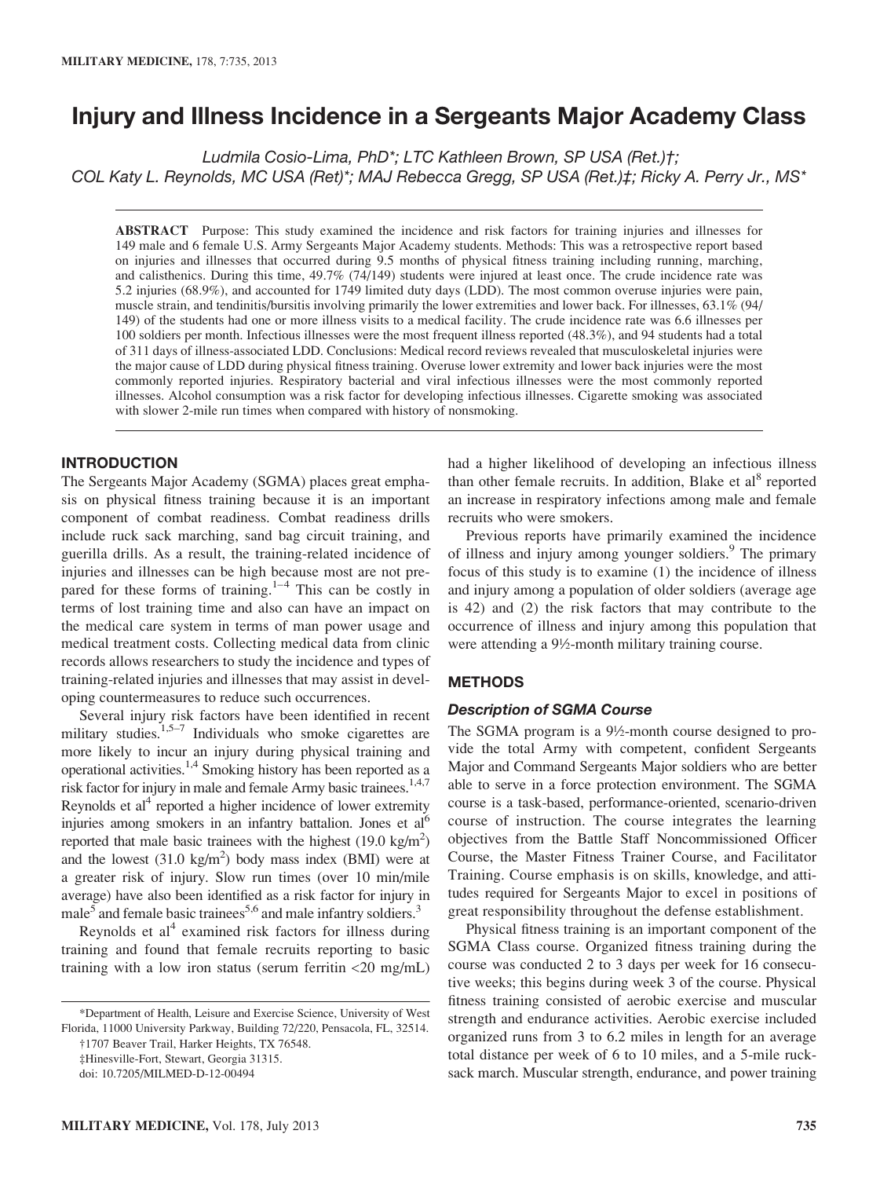# Injury and Illness Incidence in a Sergeants Major Academy Class

*Ludmila Cosio-Lima, PhD\*; LTC Kathleen Brown, SP USA (Ret.)†; COL Katy L. Reynolds, MC USA (Ret)\*; MAJ Rebecca Gregg, SP USA (Ret.)‡; Ricky A. Perry Jr., MS\**

**ABSTRACT** Purpose: This study examined the incidence and risk factors for training injuries and illnesses for 149 male and 6 female U.S. Army Sergeants Major Academy students. Methods: This was a retrospective report based on injuries and illnesses that occurred during 9.5 months of physical fitness training including running, marching, and calisthenics. During this time, 49.7% (74/149) students were injured at least once. The crude incidence rate was 5.2 injuries (68.9%), and accounted for 1749 limited duty days (LDD). The most common overuse injuries were pain, muscle strain, and tendinitis/bursitis involving primarily the lower extremities and lower back. For illnesses, 63.1% (94/149) of the students had one or more illness visits to a medical facility. The crude incidence rate was 6.6 illnesses per 100 soldiers per month. Infectious illnesses were the most frequent illness reported (48.3%), and 94 students had a total of 311 days of illness-associated LDD. Conclusions: Medical record reviews revealed that musculoskeletal injuries were the major cause of LDD during physical fitness training. Overuse lower extremity and lower back injuries were the most commonly reported injuries. Respiratory bacterial and viral infectious illnesses were the most commonly reported illnesses. Alcohol consumption was a risk factor for developing infectious illnesses. Cigarette smoking was associated with slower 2-mile run times when compared with history of nonsmoking.

## INTRODUCTION

The Sergeants Major Academy (SGMA) places great emphasis on physical fitness training because it is an important component of combat readiness. Combat readiness drills include ruck sack marching, sand bag circuit training, and guerilla drills. As a result, the training-related incidence of injuries and illnesses can be high because most are not prepared for these forms of training.[1–4] This can be costly in terms of lost training time and also can have an impact on the medical care system in terms of man power usage and medical treatment costs. Collecting medical data from clinic records allows researchers to study the incidence and types of training-related injuries and illnesses that may assist in developing countermeasures to reduce such occurrences.

Several injury risk factors have been identified in recent military studies.[1,5–7] Individuals who smoke cigarettes are more likely to incur an injury during physical training and operational activities.[1,4] Smoking history has been reported as a risk factor for injury in male and female Army basic trainees.[1,4,7] Reynolds et al[4] reported a higher incidence of lower extremity injuries among smokers in an infantry battalion. Jones et al[6] reported that male basic trainees with the highest (19.0 kg/m$^2$) and the lowest (31.0 kg/m$^2$) body mass index (BMI) were at a greater risk of injury. Slow run times (over 10 min/mile average) have also been identified as a risk factor for injury in male[5] and female basic trainees[5,6] and male infantry soldiers.[3]

Reynolds et al[4] examined risk factors for illness during training and found that female recruits reporting to basic training with a low iron status (serum ferritin <20 mg/mL) had a higher likelihood of developing an infectious illness than other female recruits. In addition, Blake et al[8] reported an increase in respiratory infections among male and female recruits who were smokers.

Previous reports have primarily examined the incidence of illness and injury among younger soldiers.[9] The primary focus of this study is to examine (1) the incidence of illness and injury among a population of older soldiers (average age is 42) and (2) the risk factors that may contribute to the occurrence of illness and injury among this population that were attending a 9½-month military training course.

## METHODS

### Description of SGMA Course

The SGMA program is a 9½-month course designed to provide the total Army with competent, confident Sergeants Major and Command Sergeants Major soldiers who are better able to serve in a force protection environment. The SGMA course is a task-based, performance-oriented, scenario-driven course of instruction. The course integrates the learning objectives from the Battle Staff Noncommissioned Officer Course, the Master Fitness Trainer Course, and Facilitator Training. Course emphasis is on skills, knowledge, and attitudes required for Sergeants Major to excel in positions of great responsibility throughout the defense establishment.

Physical fitness training is an important component of the SGMA Class course. Organized fitness training during the course was conducted 2 to 3 days per week for 16 consecutive weeks; this begins during week 3 of the course. Physical fitness training consisted of aerobic exercise and muscular strength and endurance activities. Aerobic exercise included organized runs from 3 to 6.2 miles in length for an average total distance per week of 6 to 10 miles, and a 5-mile rucksack march. Muscular strength, endurance, and power training

---

\*Department of Health, Leisure and Exercise Science, University of West Florida, 11000 University Parkway, Building 72/220, Pensacola, FL, 32514.

†1707 Beaver Trail, Harker Heights, TX 76548.

‡Hinesville-Fort, Stewart, Georgia 31315.

doi: 10.7205/MILMED-D-12-00494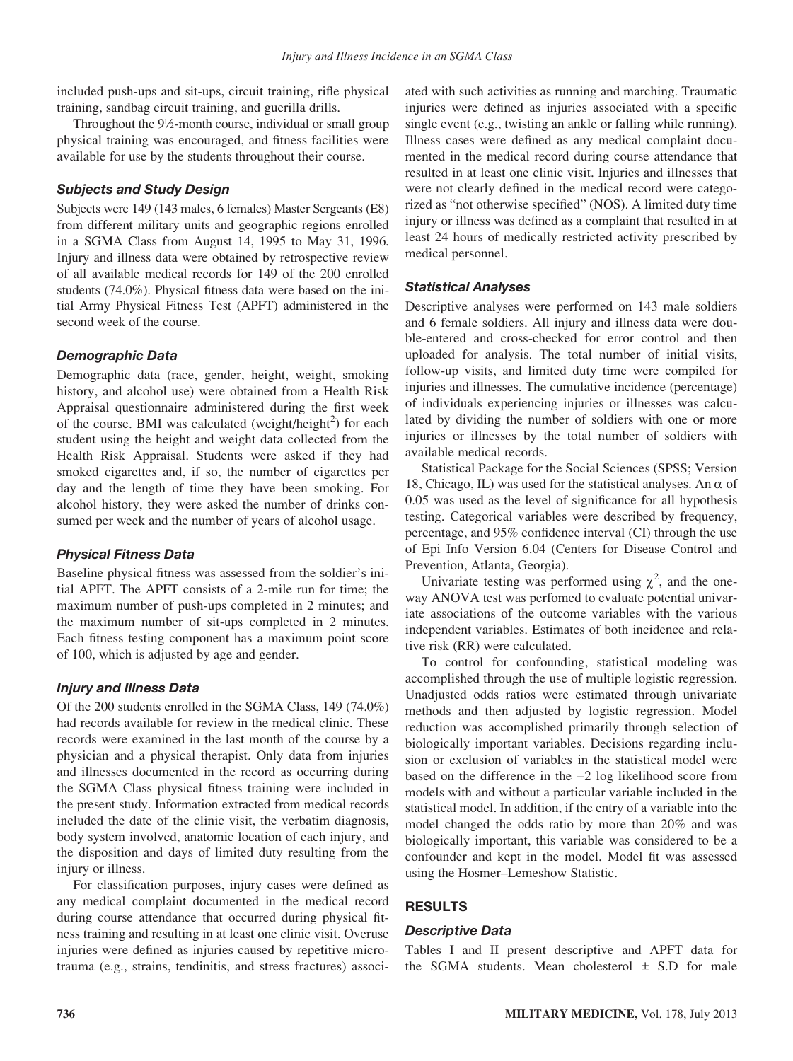included push-ups and sit-ups, circuit training, rifle physical training, sandbag circuit training, and guerilla drills.

Throughout the 9½-month course, individual or small group physical training was encouraged, and fitness facilities were available for use by the students throughout their course.

### Subjects and Study Design

Subjects were 149 (143 males, 6 females) Master Sergeants (E8) from different military units and geographic regions enrolled in a SGMA Class from August 14, 1995 to May 31, 1996. Injury and illness data were obtained by retrospective review of all available medical records for 149 of the 200 enrolled students (74.0%). Physical fitness data were based on the initial Army Physical Fitness Test (APFT) administered in the second week of the course.

### Demographic Data

Demographic data (race, gender, height, weight, smoking history, and alcohol use) were obtained from a Health Risk Appraisal questionnaire administered during the first week of the course. BMI was calculated (weight/height$^2$) for each student using the height and weight data collected from the Health Risk Appraisal. Students were asked if they had smoked cigarettes and, if so, the number of cigarettes per day and the length of time they have been smoking. For alcohol history, they were asked the number of drinks consumed per week and the number of years of alcohol usage.

### Physical Fitness Data

Baseline physical fitness was assessed from the soldier's initial APFT. The APFT consists of a 2-mile run for time; the maximum number of push-ups completed in 2 minutes; and the maximum number of sit-ups completed in 2 minutes. Each fitness testing component has a maximum point score of 100, which is adjusted by age and gender.

### Injury and Illness Data

Of the 200 students enrolled in the SGMA Class, 149 (74.0%) had records available for review in the medical clinic. These records were examined in the last month of the course by a physician and a physical therapist. Only data from injuries and illnesses documented in the record as occurring during the SGMA Class physical fitness training were included in the present study. Information extracted from medical records included the date of the clinic visit, the verbatim diagnosis, body system involved, anatomic location of each injury, and the disposition and days of limited duty resulting from the injury or illness.

For classification purposes, injury cases were defined as any medical complaint documented in the medical record during course attendance that occurred during physical fitness training and resulting in at least one clinic visit. Overuse injuries were defined as injuries caused by repetitive microtrauma (e.g., strains, tendinitis, and stress fractures) associated with such activities as running and marching. Traumatic injuries were defined as injuries associated with a specific single event (e.g., twisting an ankle or falling while running). Illness cases were defined as any medical complaint documented in the medical record during course attendance that resulted in at least one clinic visit. Injuries and illnesses that were not clearly defined in the medical record were categorized as "not otherwise specified" (NOS). A limited duty time injury or illness was defined as a complaint that resulted in at least 24 hours of medically restricted activity prescribed by medical personnel.

### Statistical Analyses

Descriptive analyses were performed on 143 male soldiers and 6 female soldiers. All injury and illness data were double-entered and cross-checked for error control and then uploaded for analysis. The total number of initial visits, follow-up visits, and limited duty time were compiled for injuries and illnesses. The cumulative incidence (percentage) of individuals experiencing injuries or illnesses was calculated by dividing the number of soldiers with one or more injuries or illnesses by the total number of soldiers with available medical records.

Statistical Package for the Social Sciences (SPSS; Version 18, Chicago, IL) was used for the statistical analyses. An $\alpha$ of 0.05 was used as the level of significance for all hypothesis testing. Categorical variables were described by frequency, percentage, and 95% confidence interval (CI) through the use of Epi Info Version 6.04 (Centers for Disease Control and Prevention, Atlanta, Georgia).

Univariate testing was performed using $\chi^2$, and the one-way ANOVA test was perfomed to evaluate potential univariate associations of the outcome variables with the various independent variables. Estimates of both incidence and relative risk (RR) were calculated.

To control for confounding, statistical modeling was accomplished through the use of multiple logistic regression. Unadjusted odds ratios were estimated through univariate methods and then adjusted by logistic regression. Model reduction was accomplished primarily through selection of biologically important variables. Decisions regarding inclusion or exclusion of variables in the statistical model were based on the difference in the $-2$ log likelihood score from models with and without a particular variable included in the statistical model. In addition, if the entry of a variable into the model changed the odds ratio by more than 20% and was biologically important, this variable was considered to be a confounder and kept in the model. Model fit was assessed using the Hosmer–Lemeshow Statistic.

## RESULTS

### Descriptive Data

Tables I and II present descriptive and APFT data for the SGMA students. Mean cholesterol ± S.D for male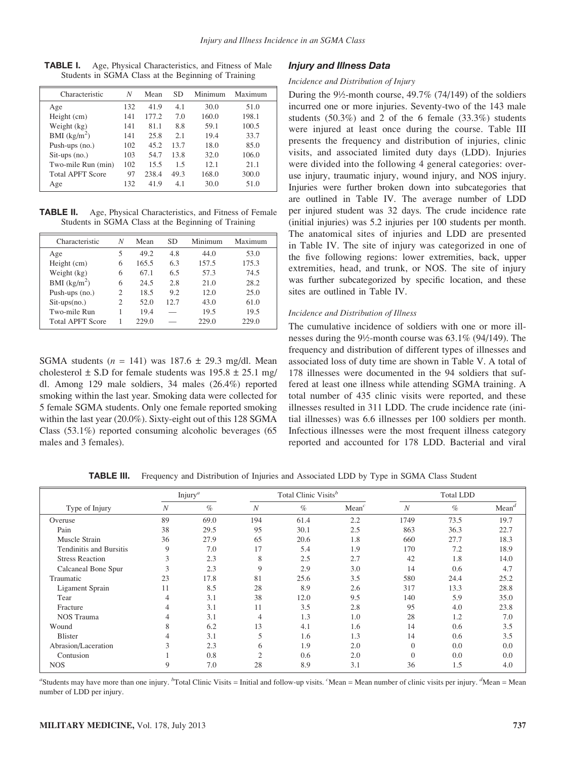**TABLE I.** Age, Physical Characteristics, and Fitness of Male Students in SGMA Class at the Beginning of Training

| Characteristic | N | Mean | SD | Minimum | Maximum |
|---|---|---|---|---|---|
| Age | 132 | 41.9 | 4.1 | 30.0 | 51.0 |
| Height (cm) | 141 | 177.2 | 7.0 | 160.0 | 198.1 |
| Weight (kg) | 141 | 81.1 | 8.8 | 59.1 | 100.5 |
| BMI (kg/m$^2$) | 141 | 25.8 | 2.1 | 19.4 | 33.7 |
| Push-ups (no.) | 102 | 45.2 | 13.7 | 18.0 | 85.0 |
| Sit-ups (no.) | 103 | 54.7 | 13.8 | 32.0 | 106.0 |
| Two-mile Run (min) | 102 | 15.5 | 1.5 | 12.1 | 21.1 |
| Total APFT Score | 97 | 238.4 | 49.3 | 168.0 | 300.0 |
| Age | 132 | 41.9 | 4.1 | 30.0 | 51.0 |

**TABLE II.** Age, Physical Characteristics, and Fitness of Female Students in SGMA Class at the Beginning of Training

| Characteristic | N | Mean | SD | Minimum | Maximum |
|---|---|---|---|---|---|
| Age | 5 | 49.2 | 4.8 | 44.0 | 53.0 |
| Height (cm) | 6 | 165.5 | 6.3 | 157.5 | 175.3 |
| Weight (kg) | 6 | 67.1 | 6.5 | 57.3 | 74.5 |
| BMI (kg/m$^2$) | 6 | 24.5 | 2.8 | 21.0 | 28.2 |
| Push-ups (no.) | 2 | 18.5 | 9.2 | 12.0 | 25.0 |
| Sit-ups(no.) | 2 | 52.0 | 12.7 | 43.0 | 61.0 |
| Two-mile Run | 1 | 19.4 | — | 19.5 | 19.5 |
| Total APFT Score | 1 | 229.0 | — | 229.0 | 229.0 |

SGMA students ($n$ = 141) was 187.6 ± 29.3 mg/dl. Mean cholesterol ± S.D for female students was 195.8 ± 25.1 mg/dl. Among 129 male soldiers, 34 males (26.4%) reported smoking within the last year. Smoking data were collected for 5 female SGMA students. Only one female reported smoking within the last year (20.0%). Sixty-eight out of this 128 SGMA Class (53.1%) reported consuming alcoholic beverages (65 males and 3 females).

### Injury and Illness Data

#### *Incidence and Distribution of Injury*

During the 9½-month course, 49.7% (74/149) of the soldiers incurred one or more injuries. Seventy-two of the 143 male students (50.3%) and 2 of the 6 female (33.3%) students were injured at least once during the course. Table III presents the frequency and distribution of injuries, clinic visits, and associated limited duty days (LDD). Injuries were divided into the following 4 general categories: overuse injury, traumatic injury, wound injury, and NOS injury. Injuries were further broken down into subcategories that are outlined in Table IV. The average number of LDD per injured student was 32 days. The crude incidence rate (initial injuries) was 5.2 injuries per 100 students per month. The anatomical sites of injuries and LDD are presented in Table IV. The site of injury was categorized in one of the five following regions: lower extremities, back, upper extremities, head, and trunk, or NOS. The site of injury was further subcategorized by specific location, and these sites are outlined in Table IV.

#### *Incidence and Distribution of Illness*

The cumulative incidence of soldiers with one or more illnesses during the 9½-month course was 63.1% (94/149). The frequency and distribution of different types of illnesses and associated loss of duty time are shown in Table V. A total of 178 illnesses were documented in the 94 soldiers that suffered at least one illness while attending SGMA training. A total number of 435 clinic visits were reported, and these illnesses resulted in 311 LDD. The crude incidence rate (initial illnesses) was 6.6 illnesses per 100 soldiers per month. Infectious illnesses were the most frequent illness category reported and accounted for 178 LDD. Bacterial and viral

**TABLE III.** Frequency and Distribution of Injuries and Associated LDD by Type in SGMA Class Student

| | Injury[a] | | Total Clinic Visits[b] | | | Total LDD | | |
|---|---|---|---|---|---|---|---|---|
| Type of Injury | N | % | N | % | Mean[c] | N | % | Mean[d] |
| Overuse | 89 | 69.0 | 194 | 61.4 | 2.2 | 1749 | 73.5 | 19.7 |
| Pain | 38 | 29.5 | 95 | 30.1 | 2.5 | 863 | 36.3 | 22.7 |
| Muscle Strain | 36 | 27.9 | 65 | 20.6 | 1.8 | 660 | 27.7 | 18.3 |
| Tendinitis and Bursitis | 9 | 7.0 | 17 | 5.4 | 1.9 | 170 | 7.2 | 18.9 |
| Stress Reaction | 3 | 2.3 | 8 | 2.5 | 2.7 | 42 | 1.8 | 14.0 |
| Calcaneal Bone Spur | 3 | 2.3 | 9 | 2.9 | 3.0 | 14 | 0.6 | 4.7 |
| Traumatic | 23 | 17.8 | 81 | 25.6 | 3.5 | 580 | 24.4 | 25.2 |
| Ligament Sprain | 11 | 8.5 | 28 | 8.9 | 2.6 | 317 | 13.3 | 28.8 |
| Tear | 4 | 3.1 | 38 | 12.0 | 9.5 | 140 | 5.9 | 35.0 |
| Fracture | 4 | 3.1 | 11 | 3.5 | 2.8 | 95 | 4.0 | 23.8 |
| NOS Trauma | 4 | 3.1 | 4 | 1.3 | 1.0 | 28 | 1.2 | 7.0 |
| Wound | 8 | 6.2 | 13 | 4.1 | 1.6 | 14 | 0.6 | 3.5 |
| Blister | 4 | 3.1 | 5 | 1.6 | 1.3 | 14 | 0.6 | 3.5 |
| Abrasion/Laceration | 3 | 2.3 | 6 | 1.9 | 2.0 | 0 | 0.0 | 0.0 |
| Contusion | 1 | 0.8 | 2 | 0.6 | 2.0 | 0 | 0.0 | 0.0 |
| NOS | 9 | 7.0 | 28 | 8.9 | 3.1 | 36 | 1.5 | 4.0 |

[a]Students may have more than one injury. [b]Total Clinic Visits = Initial and follow-up visits. [c]Mean = Mean number of clinic visits per injury. [d]Mean = Mean number of LDD per injury.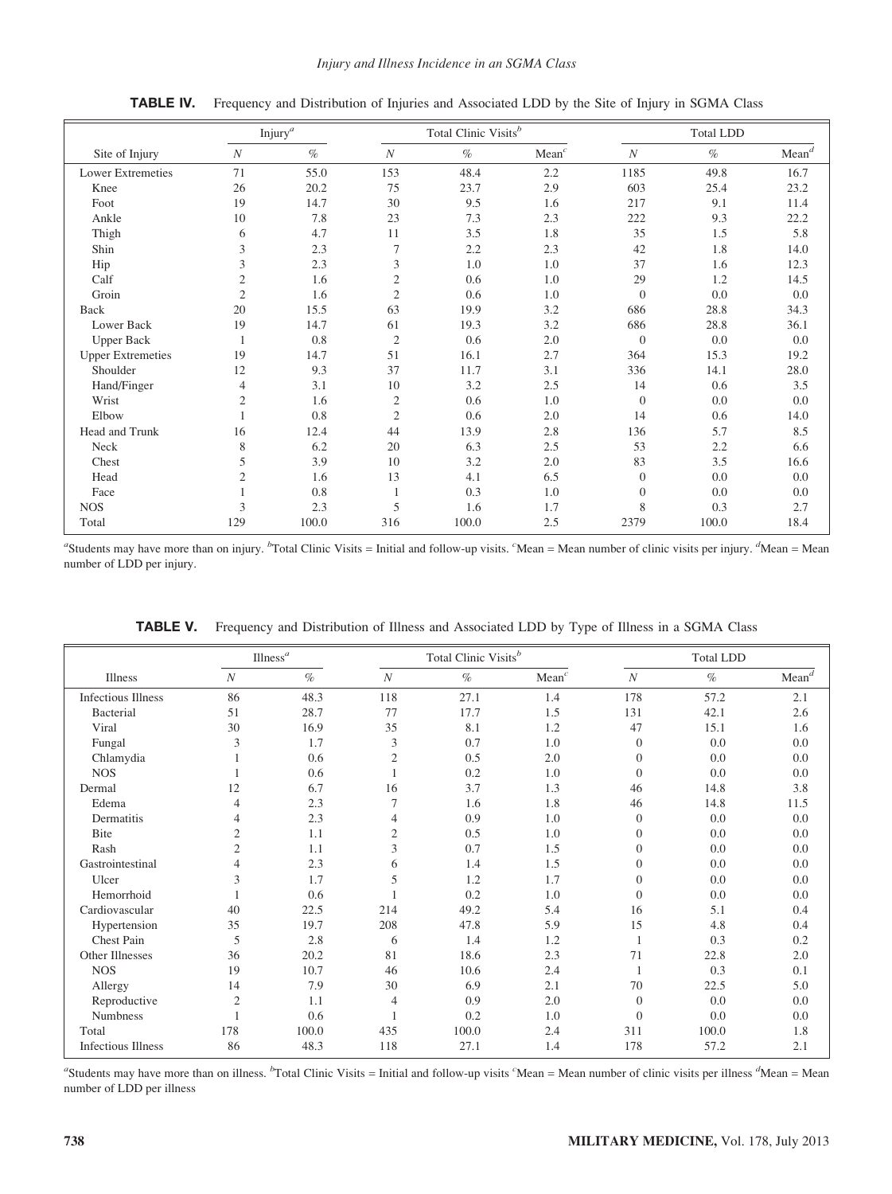**TABLE IV.** Frequency and Distribution of Injuries and Associated LDD by the Site of Injury in SGMA Class

| | Injury[a] | | Total Clinic Visits[b] | | | Total LDD | | |
|---|---|---|---|---|---|---|---|---|
| Site of Injury | *N* | % | *N* | % | Mean[c] | *N* | % | Mean[d] |
| Lower Extremeties | 71 | 55.0 | 153 | 48.4 | 2.2 | 1185 | 49.8 | 16.7 |
| Knee | 26 | 20.2 | 75 | 23.7 | 2.9 | 603 | 25.4 | 23.2 |
| Foot | 19 | 14.7 | 30 | 9.5 | 1.6 | 217 | 9.1 | 11.4 |
| Ankle | 10 | 7.8 | 23 | 7.3 | 2.3 | 222 | 9.3 | 22.2 |
| Thigh | 6 | 4.7 | 11 | 3.5 | 1.8 | 35 | 1.5 | 5.8 |
| Shin | 3 | 2.3 | 7 | 2.2 | 2.3 | 42 | 1.8 | 14.0 |
| Hip | 3 | 2.3 | 3 | 1.0 | 1.0 | 37 | 1.6 | 12.3 |
| Calf | 2 | 1.6 | 2 | 0.6 | 1.0 | 29 | 1.2 | 14.5 |
| Groin | 2 | 1.6 | 2 | 0.6 | 1.0 | 0 | 0.0 | 0.0 |
| Back | 20 | 15.5 | 63 | 19.9 | 3.2 | 686 | 28.8 | 34.3 |
| Lower Back | 19 | 14.7 | 61 | 19.3 | 3.2 | 686 | 28.8 | 36.1 |
| Upper Back | 1 | 0.8 | 2 | 0.6 | 2.0 | 0 | 0.0 | 0.0 |
| Upper Extremeties | 19 | 14.7 | 51 | 16.1 | 2.7 | 364 | 15.3 | 19.2 |
| Shoulder | 12 | 9.3 | 37 | 11.7 | 3.1 | 336 | 14.1 | 28.0 |
| Hand/Finger | 4 | 3.1 | 10 | 3.2 | 2.5 | 14 | 0.6 | 3.5 |
| Wrist | 2 | 1.6 | 2 | 0.6 | 1.0 | 0 | 0.0 | 0.0 |
| Elbow | 1 | 0.8 | 2 | 0.6 | 2.0 | 14 | 0.6 | 14.0 |
| Head and Trunk | 16 | 12.4 | 44 | 13.9 | 2.8 | 136 | 5.7 | 8.5 |
| Neck | 8 | 6.2 | 20 | 6.3 | 2.5 | 53 | 2.2 | 6.6 |
| Chest | 5 | 3.9 | 10 | 3.2 | 2.0 | 83 | 3.5 | 16.6 |
| Head | 2 | 1.6 | 13 | 4.1 | 6.5 | 0 | 0.0 | 0.0 |
| Face | 1 | 0.8 | 1 | 0.3 | 1.0 | 0 | 0.0 | 0.0 |
| NOS | 3 | 2.3 | 5 | 1.6 | 1.7 | 8 | 0.3 | 2.7 |
| Total | 129 | 100.0 | 316 | 100.0 | 2.5 | 2379 | 100.0 | 18.4 |

[a]Students may have more than on injury. [b]Total Clinic Visits = Initial and follow-up visits. [c]Mean = Mean number of clinic visits per injury. [d]Mean = Mean number of LDD per injury.

**TABLE V.** Frequency and Distribution of Illness and Associated LDD by Type of Illness in a SGMA Class

| | Illness[a] | | Total Clinic Visits[b] | | | Total LDD | | |
|---|---|---|---|---|---|---|---|---|
| Illness | *N* | % | *N* | % | Mean[c] | *N* | % | Mean[d] |
| Infectious Illness | 86 | 48.3 | 118 | 27.1 | 1.4 | 178 | 57.2 | 2.1 |
| Bacterial | 51 | 28.7 | 77 | 17.7 | 1.5 | 131 | 42.1 | 2.6 |
| Viral | 30 | 16.9 | 35 | 8.1 | 1.2 | 47 | 15.1 | 1.6 |
| Fungal | 3 | 1.7 | 3 | 0.7 | 1.0 | 0 | 0.0 | 0.0 |
| Chlamydia | 1 | 0.6 | 2 | 0.5 | 2.0 | 0 | 0.0 | 0.0 |
| NOS | 1 | 0.6 | 1 | 0.2 | 1.0 | 0 | 0.0 | 0.0 |
| Dermal | 12 | 6.7 | 16 | 3.7 | 1.3 | 46 | 14.8 | 3.8 |
| Edema | 4 | 2.3 | 7 | 1.6 | 1.8 | 46 | 14.8 | 11.5 |
| Dermatitis | 4 | 2.3 | 4 | 0.9 | 1.0 | 0 | 0.0 | 0.0 |
| Bite | 2 | 1.1 | 2 | 0.5 | 1.0 | 0 | 0.0 | 0.0 |
| Rash | 2 | 1.1 | 3 | 0.7 | 1.5 | 0 | 0.0 | 0.0 |
| Gastrointestinal | 4 | 2.3 | 6 | 1.4 | 1.5 | 0 | 0.0 | 0.0 |
| Ulcer | 3 | 1.7 | 5 | 1.2 | 1.7 | 0 | 0.0 | 0.0 |
| Hemorrhoid | 1 | 0.6 | 1 | 0.2 | 1.0 | 0 | 0.0 | 0.0 |
| Cardiovascular | 40 | 22.5 | 214 | 49.2 | 5.4 | 16 | 5.1 | 0.4 |
| Hypertension | 35 | 19.7 | 208 | 47.8 | 5.9 | 15 | 4.8 | 0.4 |
| Chest Pain | 5 | 2.8 | 6 | 1.4 | 1.2 | 1 | 0.3 | 0.2 |
| Other Illnesses | 36 | 20.2 | 81 | 18.6 | 2.3 | 71 | 22.8 | 2.0 |
| NOS | 19 | 10.7 | 46 | 10.6 | 2.4 | 1 | 0.3 | 0.1 |
| Allergy | 14 | 7.9 | 30 | 6.9 | 2.1 | 70 | 22.5 | 5.0 |
| Reproductive | 2 | 1.1 | 4 | 0.9 | 2.0 | 0 | 0.0 | 0.0 |
| Numbness | 1 | 0.6 | 1 | 0.2 | 1.0 | 0 | 0.0 | 0.0 |
| Total | 178 | 100.0 | 435 | 100.0 | 2.4 | 311 | 100.0 | 1.8 |
| Infectious Illness | 86 | 48.3 | 118 | 27.1 | 1.4 | 178 | 57.2 | 2.1 |

[a]Students may have more than on illness. [b]Total Clinic Visits = Initial and follow-up visits [c]Mean = Mean number of clinic visits per illness [d]Mean = Mean number of LDD per illness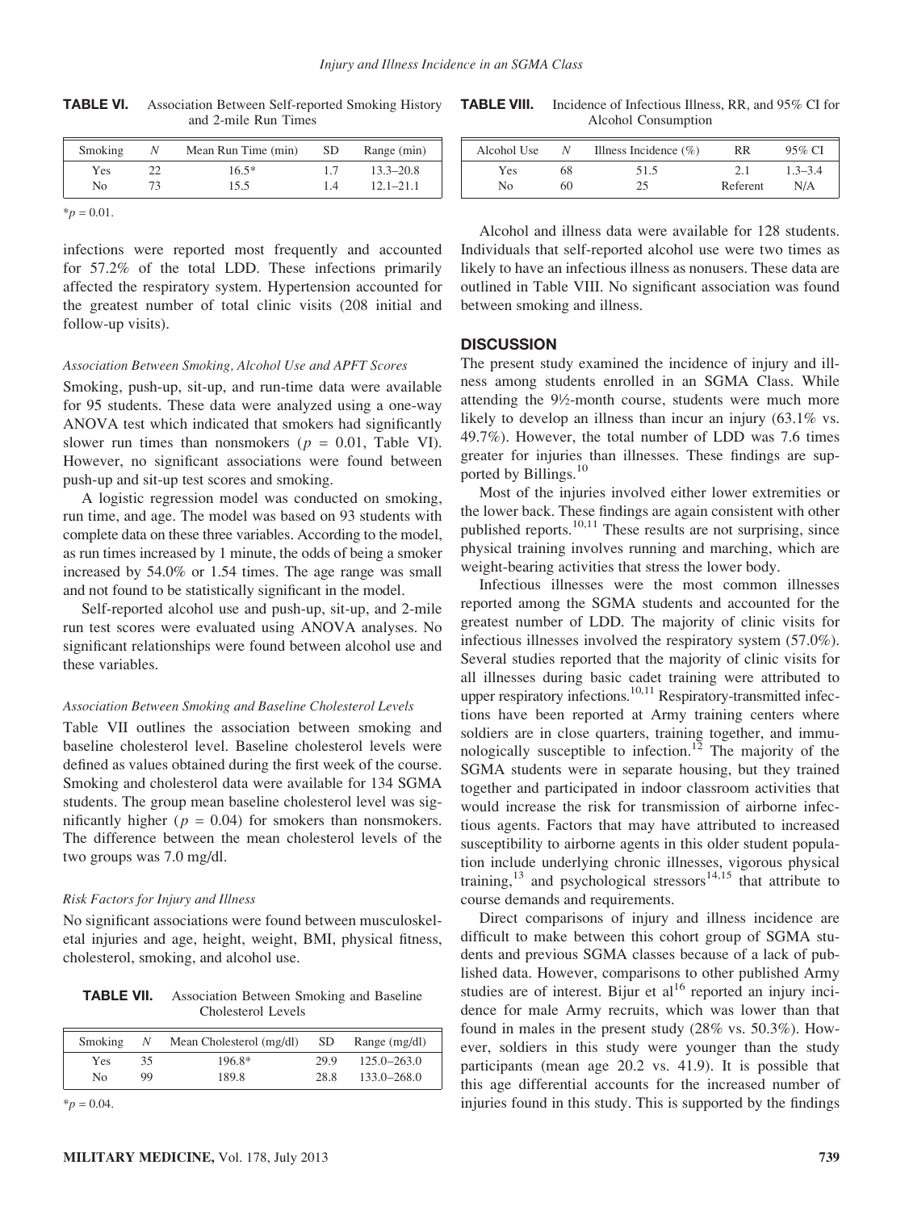**TABLE VI.** Association Between Self-reported Smoking History and 2-mile Run Times

| Smoking | N | Mean Run Time (min) | SD | Range (min) |
|---|---|---|---|---|
| Yes | 22 | 16.5* | 1.7 | 13.3–20.8 |
| No | 73 | 15.5 | 1.4 | 12.1–21.1 |

$^*p = 0.01$.

infections were reported most frequently and accounted for 57.2% of the total LDD. These infections primarily affected the respiratory system. Hypertension accounted for the greatest number of total clinic visits (208 initial and follow-up visits).

### *Association Between Smoking, Alcohol Use and APFT Scores*

Smoking, push-up, sit-up, and run-time data were available for 95 students. These data were analyzed using a one-way ANOVA test which indicated that smokers had significantly slower run times than nonsmokers ($p = 0.01$, Table VI). However, no significant associations were found between push-up and sit-up test scores and smoking.

A logistic regression model was conducted on smoking, run time, and age. The model was based on 93 students with complete data on these three variables. According to the model, as run times increased by 1 minute, the odds of being a smoker increased by 54.0% or 1.54 times. The age range was small and not found to be statistically significant in the model.

Self-reported alcohol use and push-up, sit-up, and 2-mile run test scores were evaluated using ANOVA analyses. No significant relationships were found between alcohol use and these variables.

### *Association Between Smoking and Baseline Cholesterol Levels*

Table VII outlines the association between smoking and baseline cholesterol level. Baseline cholesterol levels were defined as values obtained during the first week of the course. Smoking and cholesterol data were available for 134 SGMA students. The group mean baseline cholesterol level was significantly higher ($p = 0.04$) for smokers than nonsmokers. The difference between the mean cholesterol levels of the two groups was 7.0 mg/dl.

### *Risk Factors for Injury and Illness*

No significant associations were found between musculoskeletal injuries and age, height, weight, BMI, physical fitness, cholesterol, smoking, and alcohol use.

**TABLE VII.** Association Between Smoking and Baseline Cholesterol Levels

| Smoking | N | Mean Cholesterol (mg/dl) | SD | Range (mg/dl) |
|---|---|---|---|---|
| Yes | 35 | 196.8* | 29.9 | 125.0–263.0 |
| No | 99 | 189.8 | 28.8 | 133.0–268.0 |

$^*p = 0.04$.

**TABLE VIII.** Incidence of Infectious Illness, RR, and 95% CI for Alcohol Consumption

| Alcohol Use | N | Illness Incidence (%) | RR | 95% CI |
|---|---|---|---|---|
| Yes | 68 | 51.5 | 2.1 | 1.3–3.4 |
| No | 60 | 25 | Referent | N/A |

Alcohol and illness data were available for 128 students. Individuals that self-reported alcohol use were two times as likely to have an infectious illness as nonusers. These data are outlined in Table VIII. No significant association was found between smoking and illness.

## DISCUSSION

The present study examined the incidence of injury and illness among students enrolled in an SGMA Class. While attending the 9½-month course, students were much more likely to develop an illness than incur an injury (63.1% vs. 49.7%). However, the total number of LDD was 7.6 times greater for injuries than illnesses. These findings are supported by Billings.[10]

Most of the injuries involved either lower extremities or the lower back. These findings are again consistent with other published reports.[10,11] These results are not surprising, since physical training involves running and marching, which are weight-bearing activities that stress the lower body.

Infectious illnesses were the most common illnesses reported among the SGMA students and accounted for the greatest number of LDD. The majority of clinic visits for infectious illnesses involved the respiratory system (57.0%). Several studies reported that the majority of clinic visits for all illnesses during basic cadet training were attributed to upper respiratory infections.[10,11] Respiratory-transmitted infections have been reported at Army training centers where soldiers are in close quarters, training together, and immunologically susceptible to infection.[12] The majority of the SGMA students were in separate housing, but they trained together and participated in indoor classroom activities that would increase the risk for transmission of airborne infectious agents. Factors that may have attributed to increased susceptibility to airborne agents in this older student population include underlying chronic illnesses, vigorous physical training,[13] and psychological stressors[14,15] that attribute to course demands and requirements.

Direct comparisons of injury and illness incidence are difficult to make between this cohort group of SGMA students and previous SGMA classes because of a lack of published data. However, comparisons to other published Army studies are of interest. Bijur et al[16] reported an injury incidence for male Army recruits, which was lower than that found in males in the present study (28% vs. 50.3%). However, soldiers in this study were younger than the study participants (mean age 20.2 vs. 41.9). It is possible that this age differential accounts for the increased number of injuries found in this study. This is supported by the findings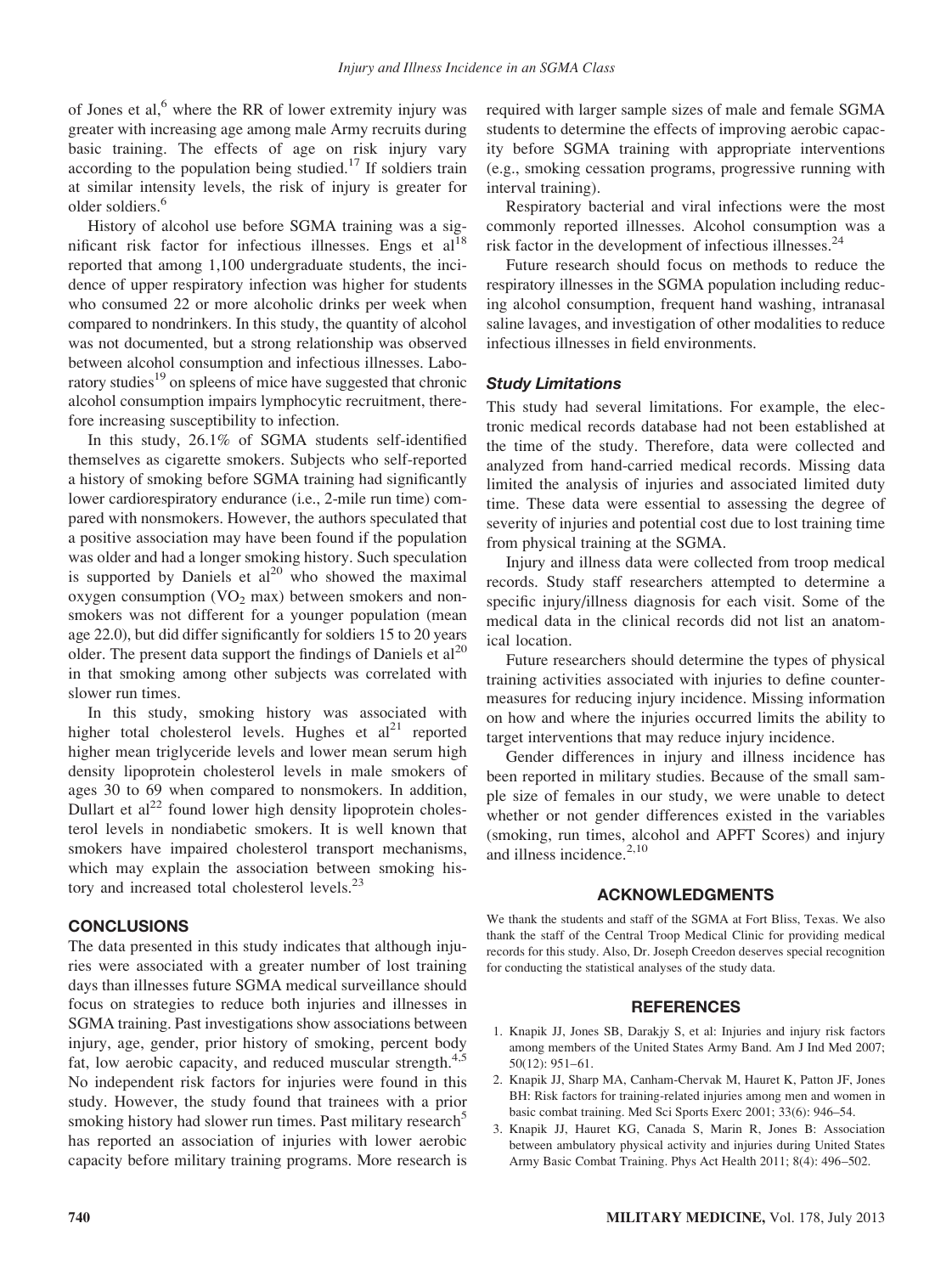of Jones et al,[6] where the RR of lower extremity injury was greater with increasing age among male Army recruits during basic training. The effects of age on risk injury vary according to the population being studied.[17] If soldiers train at similar intensity levels, the risk of injury is greater for older soldiers.[6]

History of alcohol use before SGMA training was a significant risk factor for infectious illnesses. Engs et al[18] reported that among 1,100 undergraduate students, the incidence of upper respiratory infection was higher for students who consumed 22 or more alcoholic drinks per week when compared to nondrinkers. In this study, the quantity of alcohol was not documented, but a strong relationship was observed between alcohol consumption and infectious illnesses. Laboratory studies[19] on spleens of mice have suggested that chronic alcohol consumption impairs lymphocytic recruitment, therefore increasing susceptibility to infection.

In this study, 26.1% of SGMA students self-identified themselves as cigarette smokers. Subjects who self-reported a history of smoking before SGMA training had significantly lower cardiorespiratory endurance (i.e., 2-mile run time) compared with nonsmokers. However, the authors speculated that a positive association may have been found if the population was older and had a longer smoking history. Such speculation is supported by Daniels et al[20] who showed the maximal oxygen consumption ($VO_2$ max) between smokers and nonsmokers was not different for a younger population (mean age 22.0), but did differ significantly for soldiers 15 to 20 years older. The present data support the findings of Daniels et al[20] in that smoking among other subjects was correlated with slower run times.

In this study, smoking history was associated with higher total cholesterol levels. Hughes et al[21] reported higher mean triglyceride levels and lower mean serum high density lipoprotein cholesterol levels in male smokers of ages 30 to 69 when compared to nonsmokers. In addition, Dullart et al[22] found lower high density lipoprotein cholesterol levels in nondiabetic smokers. It is well known that smokers have impaired cholesterol transport mechanisms, which may explain the association between smoking history and increased total cholesterol levels.[23]

## CONCLUSIONS

The data presented in this study indicates that although injuries were associated with a greater number of lost training days than illnesses future SGMA medical surveillance should focus on strategies to reduce both injuries and illnesses in SGMA training. Past investigations show associations between injury, age, gender, prior history of smoking, percent body fat, low aerobic capacity, and reduced muscular strength.[4,5] No independent risk factors for injuries were found in this study. However, the study found that trainees with a prior smoking history had slower run times. Past military research[5] has reported an association of injuries with lower aerobic capacity before military training programs. More research is required with larger sample sizes of male and female SGMA students to determine the effects of improving aerobic capacity before SGMA training with appropriate interventions (e.g., smoking cessation programs, progressive running with interval training).

Respiratory bacterial and viral infections were the most commonly reported illnesses. Alcohol consumption was a risk factor in the development of infectious illnesses.[24]

Future research should focus on methods to reduce the respiratory illnesses in the SGMA population including reducing alcohol consumption, frequent hand washing, intranasal saline lavages, and investigation of other modalities to reduce infectious illnesses in field environments.

### *Study Limitations*

This study had several limitations. For example, the electronic medical records database had not been established at the time of the study. Therefore, data were collected and analyzed from hand-carried medical records. Missing data limited the analysis of injuries and associated limited duty time. These data were essential to assessing the degree of severity of injuries and potential cost due to lost training time from physical training at the SGMA.

Injury and illness data were collected from troop medical records. Study staff researchers attempted to determine a specific injury/illness diagnosis for each visit. Some of the medical data in the clinical records did not list an anatomical location.

Future researchers should determine the types of physical training activities associated with injuries to define countermeasures for reducing injury incidence. Missing information on how and where the injuries occurred limits the ability to target interventions that may reduce injury incidence.

Gender differences in injury and illness incidence has been reported in military studies. Because of the small sample size of females in our study, we were unable to detect whether or not gender differences existed in the variables (smoking, run times, alcohol and APFT Scores) and injury and illness incidence.[2,10]

## ACKNOWLEDGMENTS

We thank the students and staff of the SGMA at Fort Bliss, Texas. We also thank the staff of the Central Troop Medical Clinic for providing medical records for this study. Also, Dr. Joseph Creedon deserves special recognition for conducting the statistical analyses of the study data.

## REFERENCES

1. Knapik JJ, Jones SB, Darakjy S, et al: Injuries and injury risk factors among members of the United States Army Band. Am J Ind Med 2007; 50(12): 951–61.
2. Knapik JJ, Sharp MA, Canham-Chervak M, Hauret K, Patton JF, Jones BH: Risk factors for training-related injuries among men and women in basic combat training. Med Sci Sports Exerc 2001; 33(6): 946–54.
3. Knapik JJ, Hauret KG, Canada S, Marin R, Jones B: Association between ambulatory physical activity and injuries during United States Army Basic Combat Training. Phys Act Health 2011; 8(4): 496–502.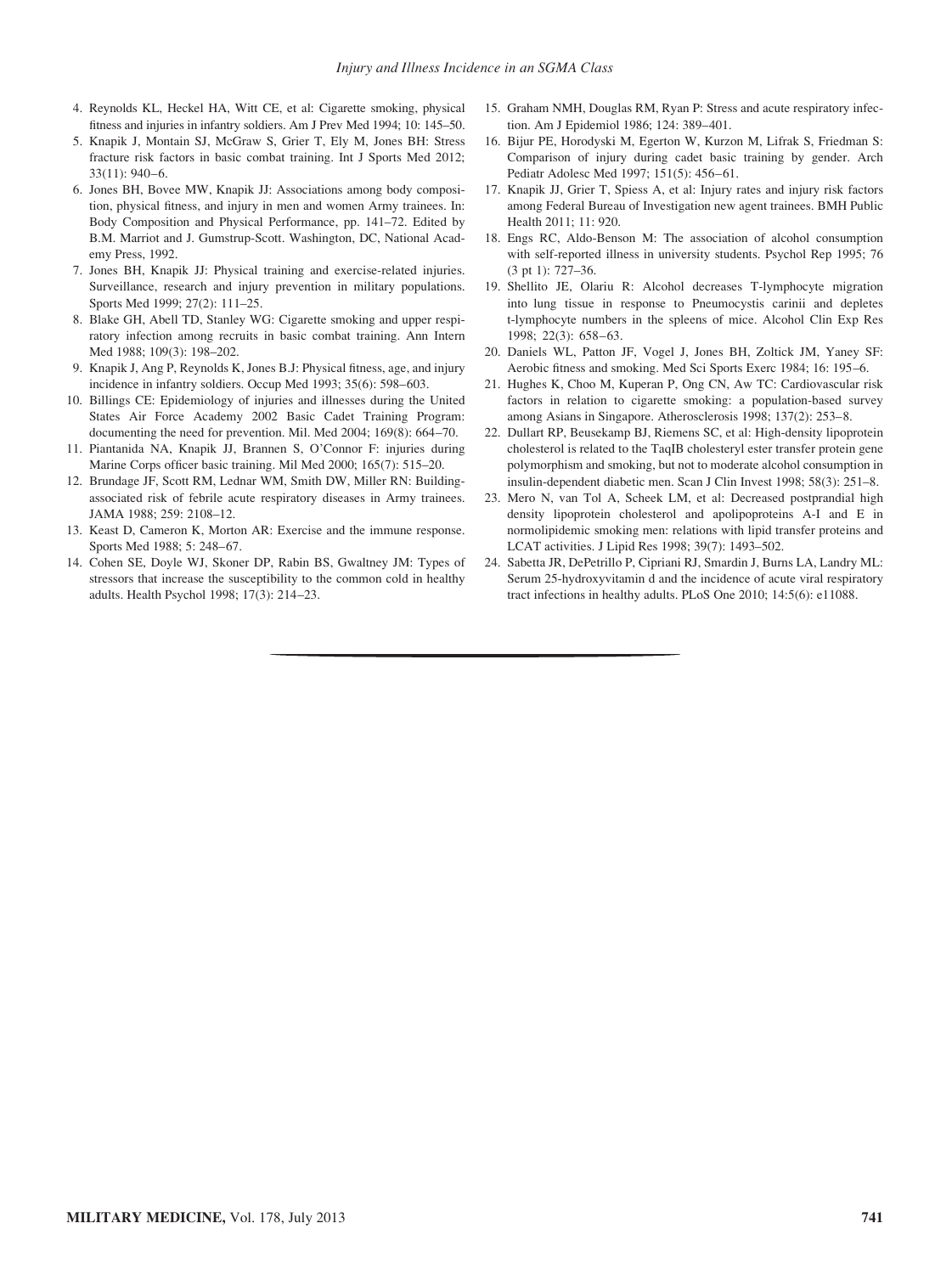4. Reynolds KL, Heckel HA, Witt CE, et al: Cigarette smoking, physical fitness and injuries in infantry soldiers. Am J Prev Med 1994; 10: 145–50.
5. Knapik J, Montain SJ, McGraw S, Grier T, Ely M, Jones BH: Stress fracture risk factors in basic combat training. Int J Sports Med 2012; 33(11): 940–6.
6. Jones BH, Bovee MW, Knapik JJ: Associations among body composition, physical fitness, and injury in men and women Army trainees. In: Body Composition and Physical Performance, pp. 141–72. Edited by B.M. Marriot and J. Gumstrup-Scott. Washington, DC, National Academy Press, 1992.
7. Jones BH, Knapik JJ: Physical training and exercise-related injuries. Surveillance, research and injury prevention in military populations. Sports Med 1999; 27(2): 111–25.
8. Blake GH, Abell TD, Stanley WG: Cigarette smoking and upper respiratory infection among recruits in basic combat training. Ann Intern Med 1988; 109(3): 198–202.
9. Knapik J, Ang P, Reynolds K, Jones B.J: Physical fitness, age, and injury incidence in infantry soldiers. Occup Med 1993; 35(6): 598–603.
10. Billings CE: Epidemiology of injuries and illnesses during the United States Air Force Academy 2002 Basic Cadet Training Program: documenting the need for prevention. Mil. Med 2004; 169(8): 664–70.
11. Piantanida NA, Knapik JJ, Brannen S, O'Connor F: injuries during Marine Corps officer basic training. Mil Med 2000; 165(7): 515–20.
12. Brundage JF, Scott RM, Lednar WM, Smith DW, Miller RN: Building-associated risk of febrile acute respiratory diseases in Army trainees. JAMA 1988; 259: 2108–12.
13. Keast D, Cameron K, Morton AR: Exercise and the immune response. Sports Med 1988; 5: 248–67.
14. Cohen SE, Doyle WJ, Skoner DP, Rabin BS, Gwaltney JM: Types of stressors that increase the susceptibility to the common cold in healthy adults. Health Psychol 1998; 17(3): 214–23.
15. Graham NMH, Douglas RM, Ryan P: Stress and acute respiratory infection. Am J Epidemiol 1986; 124: 389–401.
16. Bijur PE, Horodyski M, Egerton W, Kurzon M, Lifrak S, Friedman S: Comparison of injury during cadet basic training by gender. Arch Pediatr Adolesc Med 1997; 151(5): 456–61.
17. Knapik JJ, Grier T, Spiess A, et al: Injury rates and injury risk factors among Federal Bureau of Investigation new agent trainees. BMH Public Health 2011; 11: 920.
18. Engs RC, Aldo-Benson M: The association of alcohol consumption with self-reported illness in university students. Psychol Rep 1995; 76 (3 pt 1): 727–36.
19. Shellito JE, Olariu R: Alcohol decreases T-lymphocyte migration into lung tissue in response to Pneumocystis carinii and depletes t-lymphocyte numbers in the spleens of mice. Alcohol Clin Exp Res 1998; 22(3): 658–63.
20. Daniels WL, Patton JF, Vogel J, Jones BH, Zoltick JM, Yaney SF: Aerobic fitness and smoking. Med Sci Sports Exerc 1984; 16: 195–6.
21. Hughes K, Choo M, Kuperan P, Ong CN, Aw TC: Cardiovascular risk factors in relation to cigarette smoking: a population-based survey among Asians in Singapore. Atherosclerosis 1998; 137(2): 253–8.
22. Dullart RP, Beusekamp BJ, Riemens SC, et al: High-density lipoprotein cholesterol is related to the TaqIB cholesteryl ester transfer protein gene polymorphism and smoking, but not to moderate alcohol consumption in insulin-dependent diabetic men. Scan J Clin Invest 1998; 58(3): 251–8.
23. Mero N, van Tol A, Scheek LM, et al: Decreased postprandial high density lipoprotein cholesterol and apolipoproteins A-I and E in normolipidemic smoking men: relations with lipid transfer proteins and LCAT activities. J Lipid Res 1998; 39(7): 1493–502.
24. Sabetta JR, DePetrillo P, Cipriani RJ, Smardin J, Burns LA, Landry ML: Serum 25-hydroxyvitamin d and the incidence of acute viral respiratory tract infections in healthy adults. PLoS One 2010; 14:5(6): e11088.